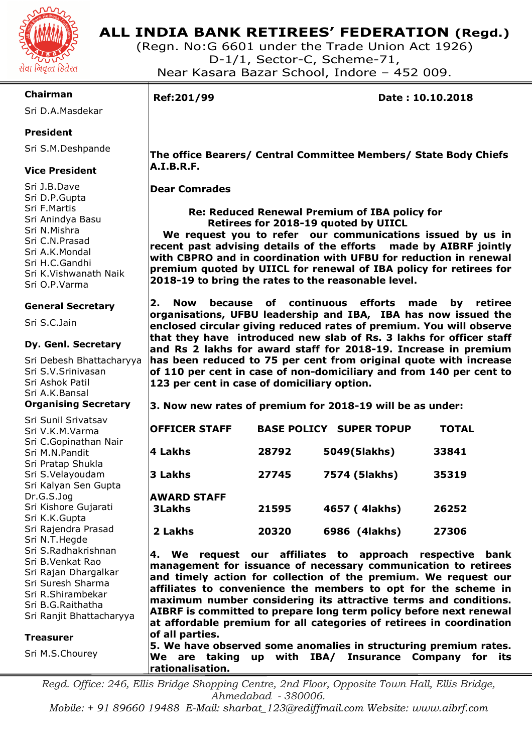# ALL INDIA BANK RETIREES' FEDERATION (Regd.)

(Regn. No:G 6601 under the Trade Union Act 1926)
D-1/1, Sector-C, Scheme-71,
Near Kasara Bazar School, Indore – 452 009.

**Chairman**
Sri D.A.Masdekar

**President**
Sri S.M.Deshpande

**Vice President**
Sri J.B.Dave
Sri D.P.Gupta
Sri F.Martis
Sri Anindya Basu
Sri N.Mishra
Sri C.N.Prasad
Sri A.K.Mondal
Sri H.C.Gandhi
Sri K.Vishwanath Naik
Sri O.P.Varma

**General Secretary**
Sri S.C.Jain

**Dy. Genl. Secretary**
Sri Debesh Bhattacharyya
Sri S.V.Srinivasan
Sri Ashok Patil
Sri A.K.Bansal

**Organising Secretary**
Sri Sunil Srivatsav
Sri V.K.M.Varma
Sri C.Gopinathan Nair
Sri M.N.Pandit
Sri Pratap Shukla
Sri S.Velayoudam
Sri Kalyan Sen Gupta
Dr.G.S.Jog
Sri Kishore Gujarati
Sri K.K.Gupta
Sri Rajendra Prasad
Sri N.T.Hegde
Sri S.Radhakrishnan
Sri B.Venkat Rao
Sri Rajan Dhargalkar
Sri Suresh Sharma
Sri R.Shirambekar
Sri B.G.Raithatha
Sri Ranjit Bhattacharyya

**Treasurer**
Sri M.S.Chourey

---

**Ref:201/99** **Date : 10.10.2018**

**The office Bearers/ Central Committee Members/ State Body Chiefs A.I.B.R.F.**

**Dear Comrades**

**Re: Reduced Renewal Premium of IBA policy for Retirees for 2018-19 quoted by UIICL**

**We request you to refer our communications issued by us in recent past advising details of the efforts made by AIBRF jointly with CBPRO and in coordination with UFBU for reduction in renewal premium quoted by UIICL for renewal of IBA policy for retirees for 2018-19 to bring the rates to the reasonable level.**

**2. Now because of continuous efforts made by retiree organisations, UFBU leadership and IBA, IBA has now issued the enclosed circular giving reduced rates of premium. You will observe that they have introduced new slab of Rs. 3 lakhs for officer staff and Rs 2 lakhs for award staff for 2018-19. Increase in premium has been reduced to 75 per cent from original quote with increase of 110 per cent in case of non-domiciliary and from 140 per cent to 123 per cent in case of domiciliary option.**

**3. Now new rates of premium for 2018-19 will be as under:**

| **OFFICER STAFF** | **BASE POLICY** | **SUPER TOPUP** | **TOTAL** |
|---|---|---|---|
| **4 Lakhs** | **28792** | **5049(5lakhs)** | **33841** |
| **3 Lakhs** | **27745** | **7574 (5lakhs)** | **35319** |
| **AWARD STAFF** | | | |
| **3Lakhs** | **21595** | **4657 ( 4lakhs)** | **26252** |
| **2 Lakhs** | **20320** | **6986 (4lakhs)** | **27306** |

**4. We request our affiliates to approach respective bank management for issuance of necessary communication to retirees and timely action for collection of the premium. We request our affiliates to convenience the members to opt for the scheme in maximum number considering its attractive terms and conditions. AIBRF is committed to prepare long term policy before next renewal at affordable premium for all categories of retirees in coordination of all parties.**

**5. We have observed some anomalies in structuring premium rates. We are taking up with IBA/ Insurance Company for its rationalisation.**

---

*Regd. Office: 246, Ellis Bridge Shopping Centre, 2nd Floor, Opposite Town Hall, Ellis Bridge, Ahmedabad - 380006.*
*Mobile: + 91 89660 19488 E-Mail: sharbat_123@rediffmail.com Website: www.aibrf.com*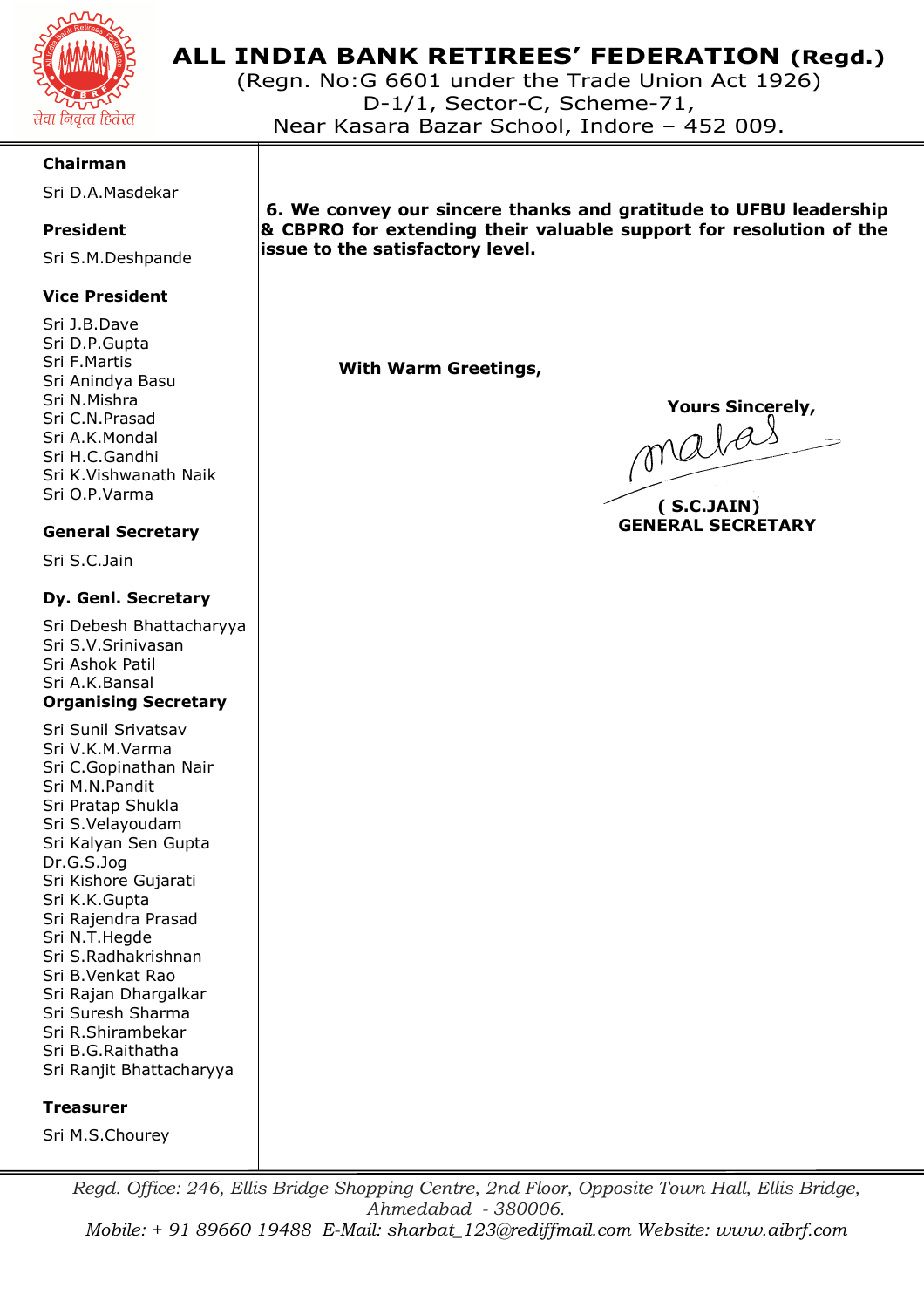# ALL INDIA BANK RETIREES' FEDERATION (Regd.)

(Regn. No:G 6601 under the Trade Union Act 1926)
D-1/1, Sector-C, Scheme-71,
Near Kasara Bazar School, Indore – 452 009.

**Chairman**

Sri D.A.Masdekar

**President**

Sri S.M.Deshpande

**Vice President**

Sri J.B.Dave
Sri D.P.Gupta
Sri F.Martis
Sri Anindya Basu
Sri N.Mishra
Sri C.N.Prasad
Sri A.K.Mondal
Sri H.C.Gandhi
Sri K.Vishwanath Naik
Sri O.P.Varma

**General Secretary**

Sri S.C.Jain

**Dy. Genl. Secretary**

Sri Debesh Bhattacharyya
Sri S.V.Srinivasan
Sri Ashok Patil
Sri A.K.Bansal

**Organising Secretary**

Sri Sunil Srivatsav
Sri V.K.M.Varma
Sri C.Gopinathan Nair
Sri M.N.Pandit
Sri Pratap Shukla
Sri S.Velayoudam
Sri Kalyan Sen Gupta
Dr.G.S.Jog
Sri Kishore Gujarati
Sri K.K.Gupta
Sri Rajendra Prasad
Sri N.T.Hegde
Sri S.Radhakrishnan
Sri B.Venkat Rao
Sri Rajan Dhargalkar
Sri Suresh Sharma
Sri R.Shirambekar
Sri B.G.Raithatha
Sri Ranjit Bhattacharyya

**Treasurer**

Sri M.S.Chourey

**6. We convey our sincere thanks and gratitude to UFBU leadership & CBPRO for extending their valuable support for resolution of the issue to the satisfactory level.**

**With Warm Greetings,**

**Yours Sincerely,**

**( S.C.JAIN)**
**GENERAL SECRETARY**

*Regd. Office: 246, Ellis Bridge Shopping Centre, 2nd Floor, Opposite Town Hall, Ellis Bridge, Ahmedabad - 380006.*
*Mobile: + 91 89660 19488 E-Mail: sharbat_123@rediffmail.com Website: www.aibrf.com*